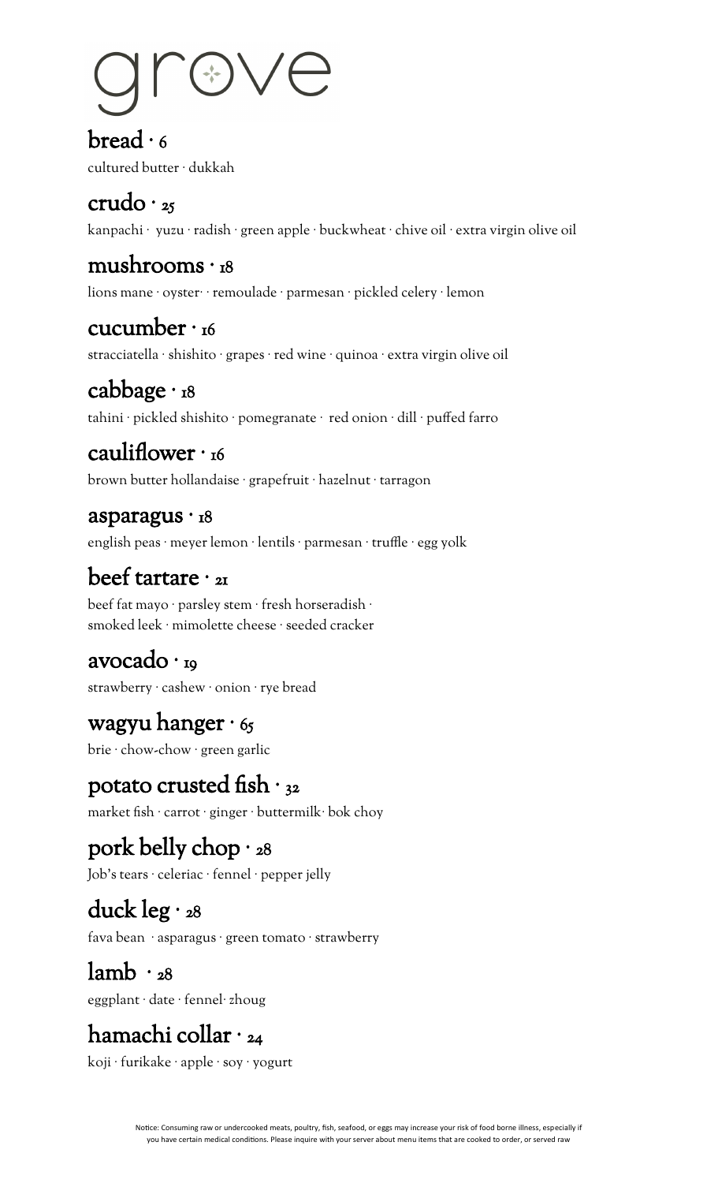# grove

## bread · 6

cultured butter · dukkah

## crudo · 25

kanpachi · yuzu · radish · green apple · buckwheat · chive oil · extra virgin olive oil

## mushrooms · 18

lions mane · oyster· · remoulade · parmesan · pickled celery · lemon

## cucumber · 16

stracciatella · shishito · grapes · red wine · quinoa · extra virgin olive oil

## cabbage · 18

tahini · pickled shishito · pomegranate · red onion · dill · puffed farro

## cauliflower · 16

brown butter hollandaise · grapefruit · hazelnut · tarragon

## asparagus · 18

english peas · meyer lemon · lentils · parmesan · truffle · egg yolk

## beef tartare · 21

beef fat mayo · parsley stem · fresh horseradish · smoked leek · mimolette cheese · seeded cracker

## avocado · 19

strawberry · cashew · onion · rye bread

## wagyu hanger · 65

brie · chow-chow · green garlic

## potato crusted fish · 32

market fish · carrot · ginger · buttermilk· bok choy

## pork belly chop · 28

Job's tears · celeriac · fennel · pepper jelly

## duck leg · 28

fava bean · asparagus · green tomato · strawberry

## lamb · 28

eggplant · date · fennel· zhoug

## hamachi collar · 24

koji · furikake · apple · soy · yogurt

Notice: Consuming raw or undercooked meats, poultry, fish, seafood, or eggs may increase your risk of food borne illness, especially if you have certain medical conditions. Please inquire with your server about menu items that are cooked to order, or served raw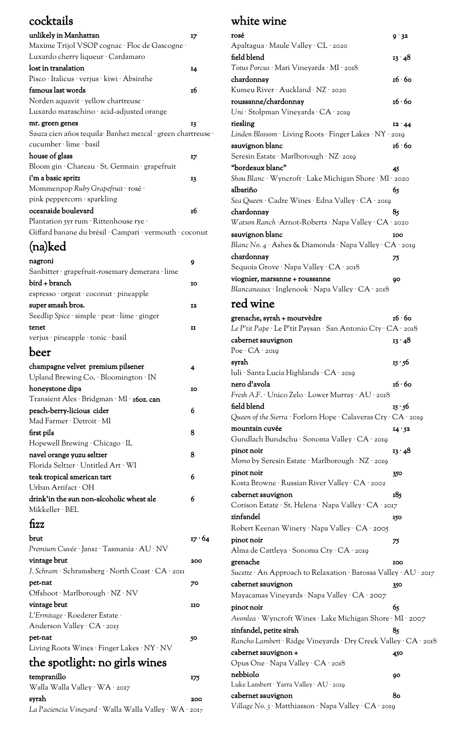## cocktails

**unlikely in Manhattan** 17
Maxime Trijol VSOP cognac · Floc de Gascogne · Luxardo cherry liqueur · Cardamaro

**lost in translation** 14
Pisco · Italicus · verjus · kiwi · Absinthe

**famous last words** 16
Norden aquavit · yellow chartreuse · Luxardo maraschino · acid-adjusted orange

**mr. green genes** 13
Sauza cien años tequila· Banhez mezcal · green chartreuse · cucumber · lime · basil

**house of glass** 17
Bloom gin · Chareau · St. Germain · grapefruit

**i'm a basic spritz** 13
Mommenpop *Ruby Grapefruit* · rosé · pink peppercorn · sparkling

**oceanside boulevard** 16
Plantation 5yr rum · Rittenhouse rye · Giffard banane du brésil · Campari · vermouth · coconut

## (na)ked

**nagroni** 9
Sanbitter · grapefruit-rosemary demerara · lime

**bird + branch** 10
espresso · orgeat · coconut · pineapple

**super smash bros.** 12
Seedlip *Spice* · simple · pear · lime · ginger

**tenet** 11
verjus · pineapple · tonic · basil

## beer

**champagne velvet premium pilsener** 4
Upland Brewing Co. · Bloomington · IN

**honeystone dipa** 10
Transient Ales · Bridgman · MI · **16oz. can**

**peach-berry-licious cider** 6
Mad Farmer · Detroit · MI

**first pils** 8
Hopewell Brewing · Chicago · IL

**navel orange yuzu seltzer** 8
Florida Seltzer · Untitled Art · WI

**teak tropical american tart** 6
Urban Artifact · OH

**drink'in the sun non-alcoholic wheat ale** 6
Mikkeller · BEL

## fizz

**brut** 17 · 64
*Premium Cuvée* · Jansz · Tasmania · AU · NV

**vintage brut** 200
*J. Schram* · Schramsberg · North Coast · CA · 2011

**pet-nat** 70
Offshoot · Marlborough · NZ · NV

**vintage brut** 110
*L'Ermitage* · Roederer Estate · Anderson Valley · CA · 2015

**pet-nat** 50
Living Roots Wines · Finger Lakes · NY · NV

## the spotlight: no girls wines

**tempranillo** 175
Walla Walla Valley · WA · 2017

**syrah** 200
*La Paciencia Vineyard* · Walla Walla Valley · WA · 2017

## white wine

**rosé** 9 · 32
Apaltagua · Maule Valley · CL · 2020

**field blend** 13 · 48
*Totus Porcus* · Mari Vineyards · MI · 2018

**chardonnay** 16 · 60
Kumeu River · Auckland · NZ · 2020

**roussanne/chardonnay** 16 · 60
*Uni* · Stolpman Vineyards · CA · 2019

**riesling** 12 · 44
*Linden Blossom* · Living Roots · Finger Lakes · NY · 2019

**sauvignon blanc** 16 · 60
Seresin Estate · Marlborough · NZ· 2019

**"bordeaux blanc"** 45
*Shou Blanc* · Wyncroft · Lake Michigan Shore · MI · 2020

**albariño** 65
*Sea Queen* · Cadre Wines · Edna Valley · CA · 2019

**chardonnay** 85
*Watson Ranch* ·Arnot-Roberts · Napa Valley · CA · 2020

**sauvignon blanc** 100
*Blanc No. 4* · Ashes & Diamonds · Napa Valley · CA · 2019

**chardonnay** 75
Sequoia Grove · Napa Valley · CA · 2018

**viognier, marsanne + roussanne** 90
*Blancaneaux* · Inglenook · Napa Valley · CA · 2018

## red wine

**grenache, syrah + mourvèdre** 16 · 60
*Le P'tit Pape* · Le P'tit Paysan · San Antonio Cty · CA · 2018

**cabernet sauvignon** 13 · 48
Poe · CA · 2019

**syrah** 15 · 56
luli · Santa Lucia Highlands · CA · 2019

**nero d'avola** 16 · 60
*Fresh A.F.* · Unico Zelo · Lower Murray · AU · 2018

**field blend** 15 · 56
*Queen of the Sierra* · Forlorn Hope · Calaveras Cty · CA · 2019

**mountain cuvée** 14 · 52
Gundlach Bundschu · Sonoma Valley · CA · 2019

**pinot noir** 13 · 48
*Momo* by Seresin Estate · Marlborough · NZ · 2019

**pinot noir** 350
Kosta Browne · Russian River Valley · CA · 2002

**cabernet sauvignon** 185
Corison Estate · St. Helena · Napa Valley · CA · 2017

**zinfandel** 150
Robert Keenan Winery · Napa Valley · CA · 2005

**pinot noir** 75
Alma de Cattleya · Sonoma Cty · CA · 2019

**grenache** 100
*Sucette* · An Approach to Relaxation · Barossa Valley · AU · 2017

**cabernet sauvignon** 350
Mayacamas Vineyards · Napa Valley · CA · 2007

**pinot noir** 65
*Avonlea* · Wyncroft Wines · Lake Michigan Shore · MI · 2007

**zinfandel, petite sirah** 85
*Rancho Lambert* · Ridge Vineyards · Dry Creek Valley · CA · 2018

**cabernet sauvignon +** 450
Opus One · Napa Valley · CA · 2018

**nebbiolo** 90
Luke Lambert · Yarra Valley · AU · 2019

**cabernet sauvignon** 80
*Village No. 3* · Matthiasson · Napa Valley · CA · 2019